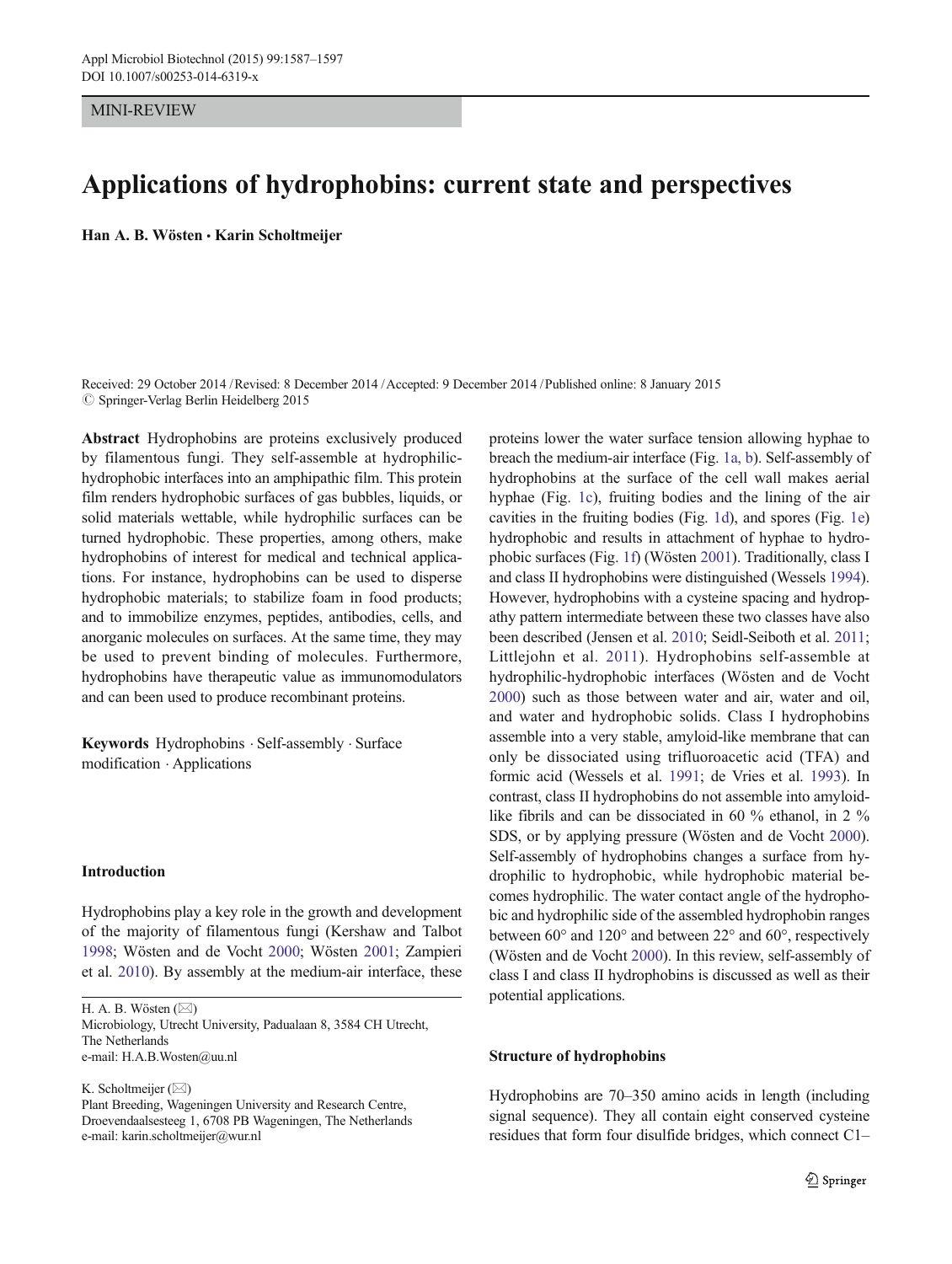MINI-REVIEW

# Applications of hydrophobins: current state and perspectives

**Han A. B. Wösten · Karin Scholtmeijer**

Received: 29 October 2014 / Revised: 8 December 2014 / Accepted: 9 December 2014 / Published online: 8 January 2015
© Springer-Verlag Berlin Heidelberg 2015

**Abstract** Hydrophobins are proteins exclusively produced by filamentous fungi. They self-assemble at hydrophilic-hydrophobic interfaces into an amphipathic film. This protein film renders hydrophobic surfaces of gas bubbles, liquids, or solid materials wettable, while hydrophilic surfaces can be turned hydrophobic. These properties, among others, make hydrophobins of interest for medical and technical applications. For instance, hydrophobins can be used to disperse hydrophobic materials; to stabilize foam in food products; and to immobilize enzymes, peptides, antibodies, cells, and anorganic molecules on surfaces. At the same time, they may be used to prevent binding of molecules. Furthermore, hydrophobins have therapeutic value as immunomodulators and can been used to produce recombinant proteins.

**Keywords** Hydrophobins · Self-assembly · Surface modification · Applications

H. A. B. Wösten (✉)
Microbiology, Utrecht University, Padualaan 8, 3584 CH Utrecht, The Netherlands
e-mail: H.A.B.Wosten@uu.nl

K. Scholtmeijer (✉)
Plant Breeding, Wageningen University and Research Centre, Droevendaalsesteeg 1, 6708 PB Wageningen, The Netherlands
e-mail: karin.scholtmeijer@wur.nl

## Introduction

Hydrophobins play a key role in the growth and development of the majority of filamentous fungi (Kershaw and Talbot 1998; Wösten and de Vocht 2000; Wösten 2001; Zampieri et al. 2010). By assembly at the medium-air interface, these proteins lower the water surface tension allowing hyphae to breach the medium-air interface (Fig. 1a, b). Self-assembly of hydrophobins at the surface of the cell wall makes aerial hyphae (Fig. 1c), fruiting bodies and the lining of the air cavities in the fruiting bodies (Fig. 1d), and spores (Fig. 1e) hydrophobic and results in attachment of hyphae to hydrophobic surfaces (Fig. 1f) (Wösten 2001). Traditionally, class I and class II hydrophobins were distinguished (Wessels 1994). However, hydrophobins with a cysteine spacing and hydropathy pattern intermediate between these two classes have also been described (Jensen et al. 2010; Seidl-Seiboth et al. 2011; Littlejohn et al. 2011). Hydrophobins self-assemble at hydrophilic-hydrophobic interfaces (Wösten and de Vocht 2000) such as those between water and air, water and oil, and water and hydrophobic solids. Class I hydrophobins assemble into a very stable, amyloid-like membrane that can only be dissociated using trifluoroacetic acid (TFA) and formic acid (Wessels et al. 1991; de Vries et al. 1993). In contrast, class II hydrophobins do not assemble into amyloid-like fibrils and can be dissociated in 60 % ethanol, in 2 % SDS, or by applying pressure (Wösten and de Vocht 2000). Self-assembly of hydrophobins changes a surface from hydrophilic to hydrophobic, while hydrophobic material becomes hydrophilic. The water contact angle of the hydrophobic and hydrophilic side of the assembled hydrophobin ranges between 60° and 120° and between 22° and 60°, respectively (Wösten and de Vocht 2000). In this review, self-assembly of class I and class II hydrophobins is discussed as well as their potential applications.

## Structure of hydrophobins

Hydrophobins are 70–350 amino acids in length (including signal sequence). They all contain eight conserved cysteine residues that form four disulfide bridges, which connect C1–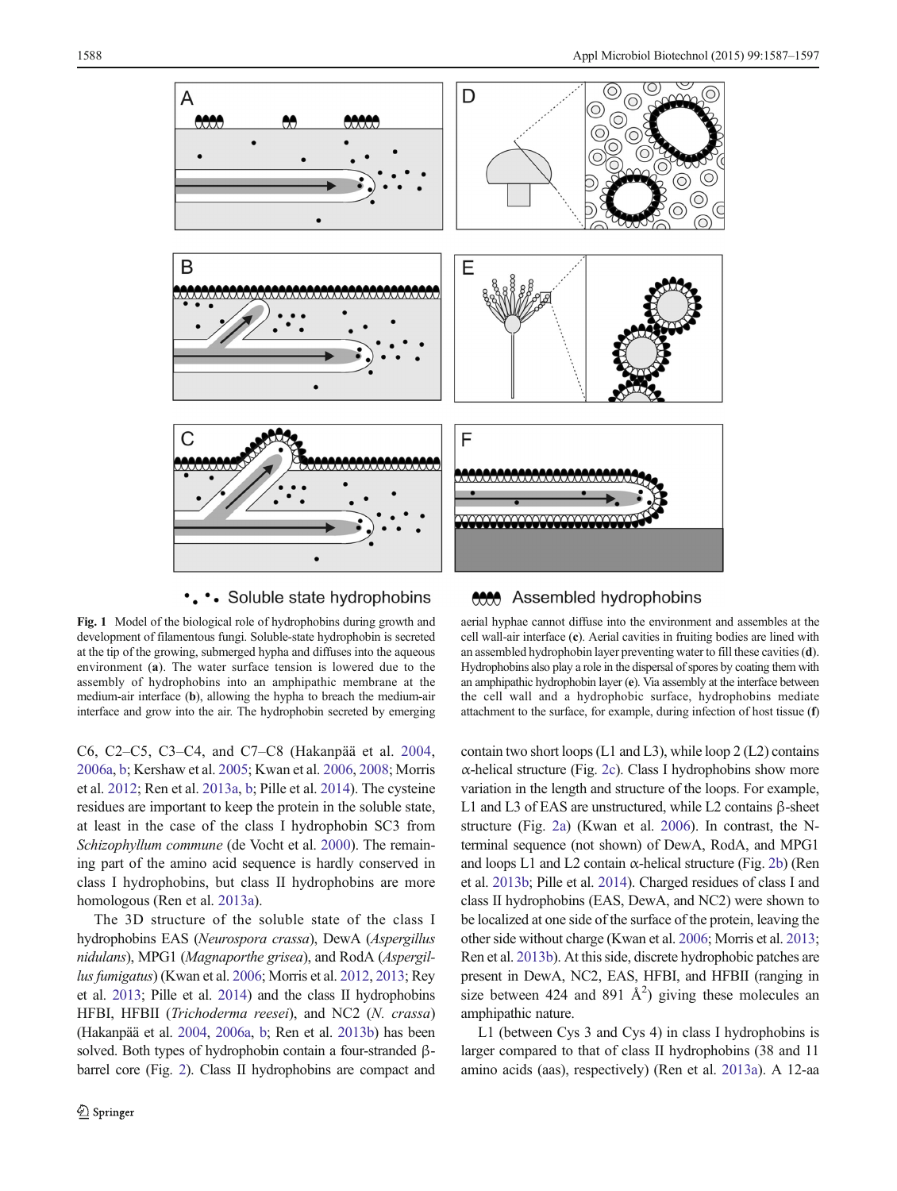•.•. Soluble state hydrophobins

Assembled hydrophobins

**Fig. 1** Model of the biological role of hydrophobins during growth and development of filamentous fungi. Soluble-state hydrophobin is secreted at the tip of the growing, submerged hypha and diffuses into the aqueous environment (**a**). The water surface tension is lowered due to the assembly of hydrophobins into an amphipathic membrane at the medium-air interface (**b**), allowing the hypha to breach the medium-air interface and grow into the air. The hydrophobin secreted by emerging aerial hyphae cannot diffuse into the environment and assembles at the cell wall-air interface (**c**). Aerial cavities in fruiting bodies are lined with an assembled hydrophobin layer preventing water to fill these cavities (**d**). Hydrophobins also play a role in the dispersal of spores by coating them with an amphipathic hydrophobin layer (**e**). Via assembly at the interface between the cell wall and a hydrophobic surface, hydrophobins mediate attachment to the surface, for example, during infection of host tissue (**f**)

C6, C2–C5, C3–C4, and C7–C8 (Hakanpää et al. 2004, 2006a, b; Kershaw et al. 2005; Kwan et al. 2006, 2008; Morris et al. 2012; Ren et al. 2013a, b; Pille et al. 2014). The cysteine residues are important to keep the protein in the soluble state, at least in the case of the class I hydrophobin SC3 from *Schizophyllum commune* (de Vocht et al. 2000). The remaining part of the amino acid sequence is hardly conserved in class I hydrophobins, but class II hydrophobins are more homologous (Ren et al. 2013a).

The 3D structure of the soluble state of the class I hydrophobins EAS (*Neurospora crassa*), DewA (*Aspergillus nidulans*), MPG1 (*Magnaporthe grisea*), and RodA (*Aspergillus fumigatus*) (Kwan et al. 2006; Morris et al. 2012, 2013; Rey et al. 2013; Pille et al. 2014) and the class II hydrophobins HFBI, HFBII (*Trichoderma reesei*), and NC2 (*N. crassa*) (Hakanpää et al. 2004, 2006a, b; Ren et al. 2013b) has been solved. Both types of hydrophobin contain a four-stranded β-barrel core (Fig. 2). Class II hydrophobins are compact and contain two short loops (L1 and L3), while loop 2 (L2) contains α-helical structure (Fig. 2c). Class I hydrophobins show more variation in the length and structure of the loops. For example, L1 and L3 of EAS are unstructured, while L2 contains β-sheet structure (Fig. 2a) (Kwan et al. 2006). In contrast, the N-terminal sequence (not shown) of DewA, RodA, and MPG1 and loops L1 and L2 contain α-helical structure (Fig. 2b) (Ren et al. 2013b; Pille et al. 2014). Charged residues of class I and class II hydrophobins (EAS, DewA, and NC2) were shown to be localized at one side of the surface of the protein, leaving the other side without charge (Kwan et al. 2006; Morris et al. 2013; Ren et al. 2013b). At this side, discrete hydrophobic patches are present in DewA, NC2, EAS, HFBI, and HFBII (ranging in size between 424 and 891 Å$^2$) giving these molecules an amphipathic nature.

L1 (between Cys 3 and Cys 4) in class I hydrophobins is larger compared to that of class II hydrophobins (38 and 11 amino acids (aas), respectively) (Ren et al. 2013a). A 12-aa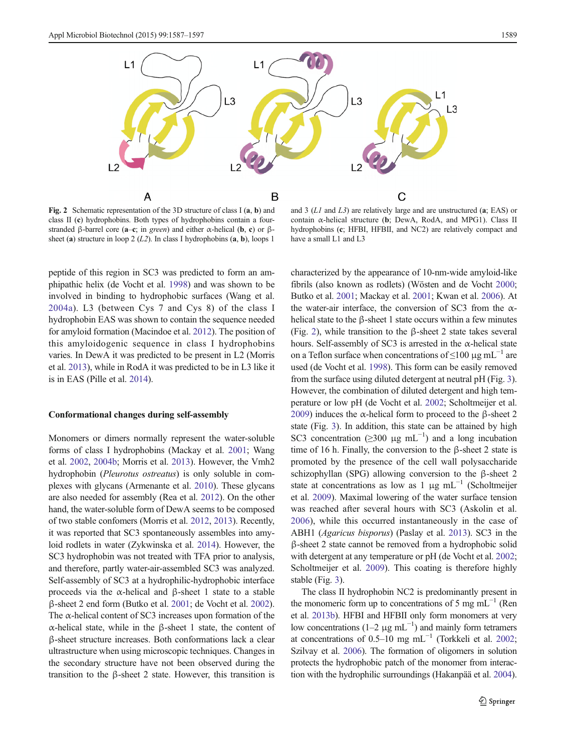Fig. 2 Schematic representation of the 3D structure of class I (**a**, **b**) and class II (**c**) hydrophobins. Both types of hydrophobins contain a four-stranded β-barrel core (**a**–**c**; in *green*) and either α-helical (**b**, **c**) or β-sheet (**a**) structure in loop 2 (*L2*). In class I hydrophobins (**a**, **b**), loops 1 and 3 (*L1* and *L3*) are relatively large and are unstructured (**a**; EAS) or contain α-helical structure (**b**; DewA, RodA, and MPG1). Class II hydrophobins (**c**; HFBI, HFBII, and NC2) are relatively compact and have a small L1 and L3

peptide of this region in SC3 was predicted to form an amphipathic helix (de Vocht et al. 1998) and was shown to be involved in binding to hydrophobic surfaces (Wang et al. 2004a). L3 (between Cys 7 and Cys 8) of the class I hydrophobin EAS was shown to contain the sequence needed for amyloid formation (Macindoe et al. 2012). The position of this amyloidogenic sequence in class I hydrophobins varies. In DewA it was predicted to be present in L2 (Morris et al. 2013), while in RodA it was predicted to be in L3 like it is in EAS (Pille et al. 2014).

## Conformational changes during self-assembly

Monomers or dimers normally represent the water-soluble forms of class I hydrophobins (Mackay et al. 2001; Wang et al. 2002, 2004b; Morris et al. 2013). However, the Vmh2 hydrophobin (*Pleurotus ostreatus*) is only soluble in complexes with glycans (Armenante et al. 2010). These glycans are also needed for assembly (Rea et al. 2012). On the other hand, the water-soluble form of DewA seems to be composed of two stable conformers (Morris et al. 2012, 2013). Recently, it was reported that SC3 spontaneously assembles into amyloid rodlets in water (Zykwinska et al. 2014). However, the SC3 hydrophobin was not treated with TFA prior to analysis, and therefore, partly water-air-assembled SC3 was analyzed. Self-assembly of SC3 at a hydrophilic-hydrophobic interface proceeds via the α-helical and β-sheet 1 state to a stable β-sheet 2 end form (Butko et al. 2001; de Vocht et al. 2002). The α-helical content of SC3 increases upon formation of the α-helical state, while in the β-sheet 1 state, the content of β-sheet structure increases. Both conformations lack a clear ultrastructure when using microscopic techniques. Changes in the secondary structure have not been observed during the transition to the β-sheet 2 state. However, this transition is characterized by the appearance of 10-nm-wide amyloid-like fibrils (also known as rodlets) (Wösten and de Vocht 2000; Butko et al. 2001; Mackay et al. 2001; Kwan et al. 2006). At the water-air interface, the conversion of SC3 from the α-helical state to the β-sheet 1 state occurs within a few minutes (Fig. 2), while transition to the β-sheet 2 state takes several hours. Self-assembly of SC3 is arrested in the α-helical state on a Teflon surface when concentrations of ≤100 μg mL$^{-1}$ are used (de Vocht et al. 1998). This form can be easily removed from the surface using diluted detergent at neutral pH (Fig. 3). However, the combination of diluted detergent and high temperature or low pH (de Vocht et al. 2002; Scholtmeijer et al. 2009) induces the α-helical form to proceed to the β-sheet 2 state (Fig. 3). In addition, this state can be attained by high SC3 concentration (≥300 μg mL$^{-1}$) and a long incubation time of 16 h. Finally, the conversion to the β-sheet 2 state is promoted by the presence of the cell wall polysaccharide schizophyllan (SPG) allowing conversion to the β-sheet 2 state at concentrations as low as 1 μg mL$^{-1}$ (Scholtmeijer et al. 2009). Maximal lowering of the water surface tension was reached after several hours with SC3 (Askolin et al. 2006), while this occurred instantaneously in the case of ABH1 (*Agaricus bisporus*) (Paslay et al. 2013). SC3 in the β-sheet 2 state cannot be removed from a hydrophobic solid with detergent at any temperature or pH (de Vocht et al. 2002; Scholtmeijer et al. 2009). This coating is therefore highly stable (Fig. 3).

The class II hydrophobin NC2 is predominantly present in the monomeric form up to concentrations of 5 mg mL$^{-1}$ (Ren et al. 2013b). HFBI and HFBII only form monomers at very low concentrations (1–2 μg mL$^{-1}$) and mainly form tetramers at concentrations of 0.5–10 mg mL$^{-1}$ (Torkkeli et al. 2002; Szilvay et al. 2006). The formation of oligomers in solution protects the hydrophobic patch of the monomer from interaction with the hydrophilic surroundings (Hakanpää et al. 2004).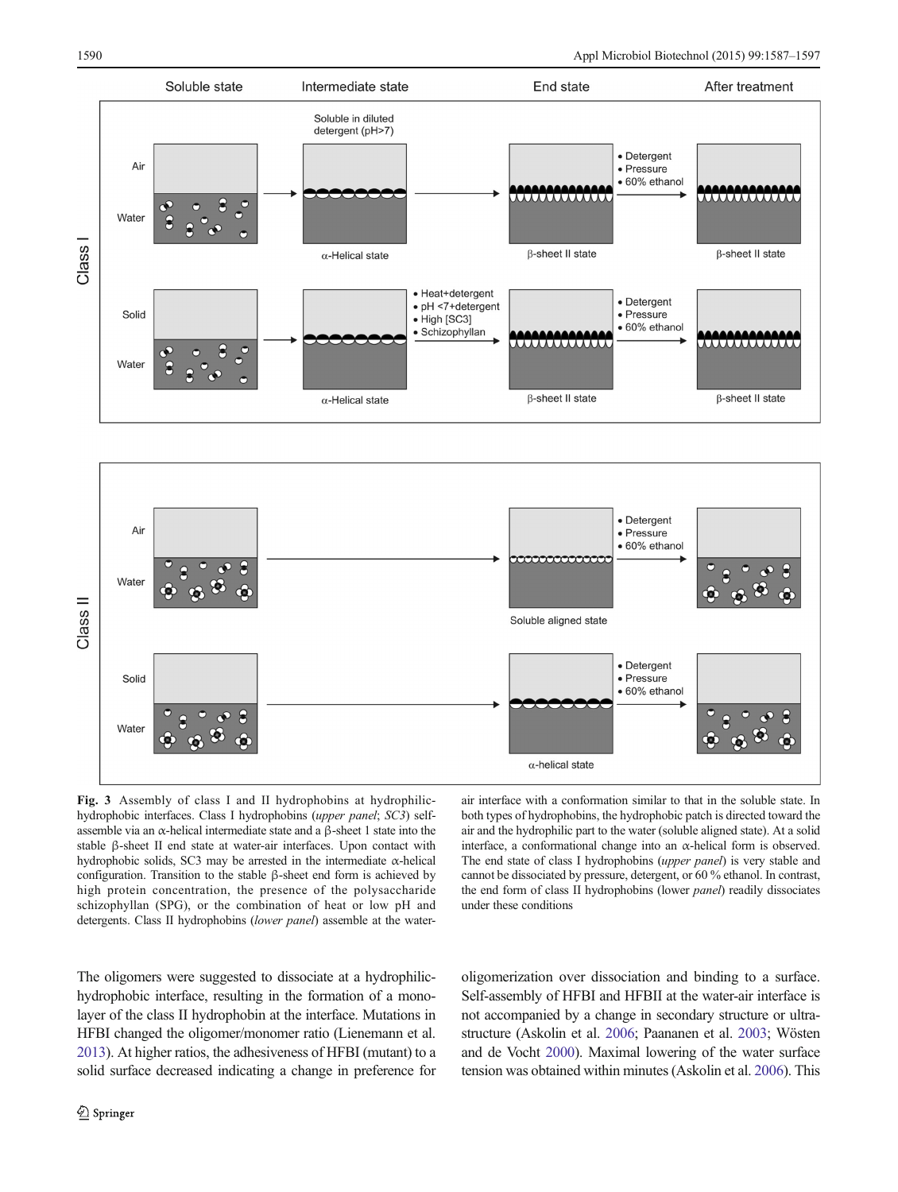**Fig. 3** Assembly of class I and II hydrophobins at hydrophilic-hydrophobic interfaces. Class I hydrophobins (*upper panel*; *SC3*) self-assemble via an α-helical intermediate state and a β-sheet 1 state into the stable β-sheet II end state at water-air interfaces. Upon contact with hydrophobic solids, SC3 may be arrested in the intermediate α-helical configuration. Transition to the stable β-sheet end form is achieved by high protein concentration, the presence of the polysaccharide schizophyllan (SPG), or the combination of heat or low pH and detergents. Class II hydrophobins (*lower panel*) assemble at the water-air interface with a conformation similar to that in the soluble state. In both types of hydrophobins, the hydrophobic patch is directed toward the air and the hydrophilic part to the water (soluble aligned state). At a solid interface, a conformational change into an α-helical form is observed. The end state of class I hydrophobins (*upper panel*) is very stable and cannot be dissociated by pressure, detergent, or 60 % ethanol. In contrast, the end form of class II hydrophobins (lower *panel*) readily dissociates under these conditions

The oligomers were suggested to dissociate at a hydrophilic-hydrophobic interface, resulting in the formation of a monolayer of the class II hydrophobin at the interface. Mutations in HFBI changed the oligomer/monomer ratio (Lienemann et al. 2013). At higher ratios, the adhesiveness of HFBI (mutant) to a solid surface decreased indicating a change in preference for oligomerization over dissociation and binding to a surface. Self-assembly of HFBI and HFBII at the water-air interface is not accompanied by a change in secondary structure or ultrastructure (Askolin et al. 2006; Paananen et al. 2003; Wösten and de Vocht 2000). Maximal lowering of the water surface tension was obtained within minutes (Askolin et al. 2006). This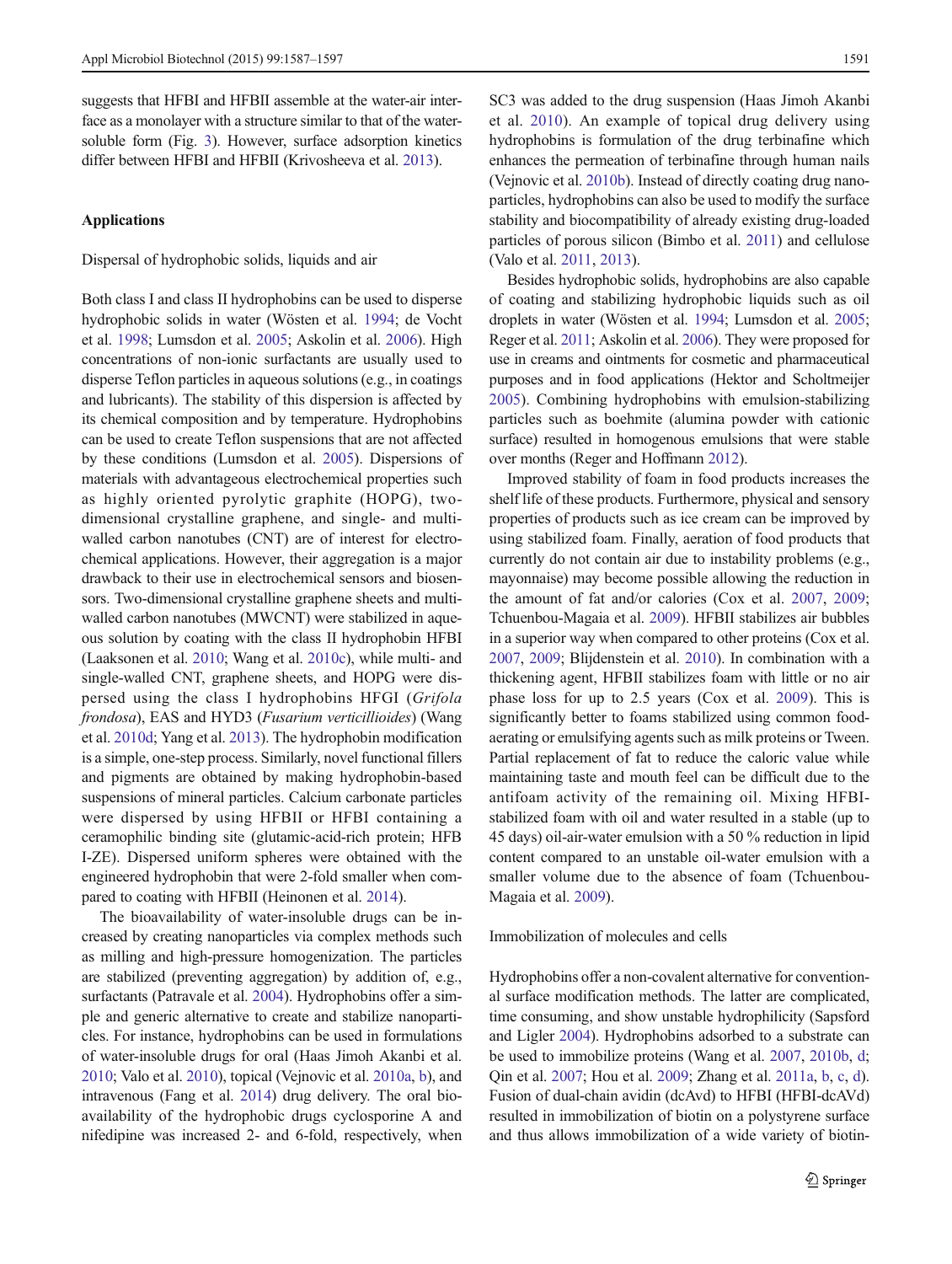suggests that HFBI and HFBII assemble at the water-air interface as a monolayer with a structure similar to that of the water-soluble form (Fig. 3). However, surface adsorption kinetics differ between HFBI and HFBII (Krivosheeva et al. 2013).

## Applications

### Dispersal of hydrophobic solids, liquids and air

Both class I and class II hydrophobins can be used to disperse hydrophobic solids in water (Wösten et al. 1994; de Vocht et al. 1998; Lumsdon et al. 2005; Askolin et al. 2006). High concentrations of non-ionic surfactants are usually used to disperse Teflon particles in aqueous solutions (e.g., in coatings and lubricants). The stability of this dispersion is affected by its chemical composition and by temperature. Hydrophobins can be used to create Teflon suspensions that are not affected by these conditions (Lumsdon et al. 2005). Dispersions of materials with advantageous electrochemical properties such as highly oriented pyrolytic graphite (HOPG), two-dimensional crystalline graphene, and single- and multi-walled carbon nanotubes (CNT) are of interest for electrochemical applications. However, their aggregation is a major drawback to their use in electrochemical sensors and biosensors. Two-dimensional crystalline graphene sheets and multi-walled carbon nanotubes (MWCNT) were stabilized in aqueous solution by coating with the class II hydrophobin HFBI (Laaksonen et al. 2010; Wang et al. 2010c), while multi- and single-walled CNT, graphene sheets, and HOPG were dispersed using the class I hydrophobins HFGI (*Grifola frondosa*), EAS and HYD3 (*Fusarium verticillioides*) (Wang et al. 2010d; Yang et al. 2013). The hydrophobin modification is a simple, one-step process. Similarly, novel functional fillers and pigments are obtained by making hydrophobin-based suspensions of mineral particles. Calcium carbonate particles were dispersed by using HFBII or HFBI containing a ceramophilic binding site (glutamic-acid-rich protein; HFB I-ZE). Dispersed uniform spheres were obtained with the engineered hydrophobin that were 2-fold smaller when compared to coating with HFBII (Heinonen et al. 2014).

The bioavailability of water-insoluble drugs can be increased by creating nanoparticles via complex methods such as milling and high-pressure homogenization. The particles are stabilized (preventing aggregation) by addition of, e.g., surfactants (Patravale et al. 2004). Hydrophobins offer a simple and generic alternative to create and stabilize nanoparticles. For instance, hydrophobins can be used in formulations of water-insoluble drugs for oral (Haas Jimoh Akanbi et al. 2010; Valo et al. 2010), topical (Vejnovic et al. 2010a, b), and intravenous (Fang et al. 2014) drug delivery. The oral bioavailability of the hydrophobic drugs cyclosporine A and nifedipine was increased 2- and 6-fold, respectively, when SC3 was added to the drug suspension (Haas Jimoh Akanbi et al. 2010). An example of topical drug delivery using hydrophobins is formulation of the drug terbinafine which enhances the permeation of terbinafine through human nails (Vejnovic et al. 2010b). Instead of directly coating drug nanoparticles, hydrophobins can also be used to modify the surface stability and biocompatibility of already existing drug-loaded particles of porous silicon (Bimbo et al. 2011) and cellulose (Valo et al. 2011, 2013).

Besides hydrophobic solids, hydrophobins are also capable of coating and stabilizing hydrophobic liquids such as oil droplets in water (Wösten et al. 1994; Lumsdon et al. 2005; Reger et al. 2011; Askolin et al. 2006). They were proposed for use in creams and ointments for cosmetic and pharmaceutical purposes and in food applications (Hektor and Scholtmeijer 2005). Combining hydrophobins with emulsion-stabilizing particles such as boehmite (alumina powder with cationic surface) resulted in homogenous emulsions that were stable over months (Reger and Hoffmann 2012).

Improved stability of foam in food products increases the shelf life of these products. Furthermore, physical and sensory properties of products such as ice cream can be improved by using stabilized foam. Finally, aeration of food products that currently do not contain air due to instability problems (e.g., mayonnaise) may become possible allowing the reduction in the amount of fat and/or calories (Cox et al. 2007, 2009; Tchuenbou-Magaia et al. 2009). HFBII stabilizes air bubbles in a superior way when compared to other proteins (Cox et al. 2007, 2009; Blijdenstein et al. 2010). In combination with a thickening agent, HFBII stabilizes foam with little or no air phase loss for up to 2.5 years (Cox et al. 2009). This is significantly better to foams stabilized using common food-aerating or emulsifying agents such as milk proteins or Tween. Partial replacement of fat to reduce the caloric value while maintaining taste and mouth feel can be difficult due to the antifoam activity of the remaining oil. Mixing HFBI-stabilized foam with oil and water resulted in a stable (up to 45 days) oil-air-water emulsion with a 50 % reduction in lipid content compared to an unstable oil-water emulsion with a smaller volume due to the absence of foam (Tchuenbou-Magaia et al. 2009).

### Immobilization of molecules and cells

Hydrophobins offer a non-covalent alternative for conventional surface modification methods. The latter are complicated, time consuming, and show unstable hydrophilicity (Sapsford and Ligler 2004). Hydrophobins adsorbed to a substrate can be used to immobilize proteins (Wang et al. 2007, 2010b, d; Qin et al. 2007; Hou et al. 2009; Zhang et al. 2011a, b, c, d). Fusion of dual-chain avidin (dcAvd) to HFBI (HFBI-dcAVd) resulted in immobilization of biotin on a polystyrene surface and thus allows immobilization of a wide variety of biotin-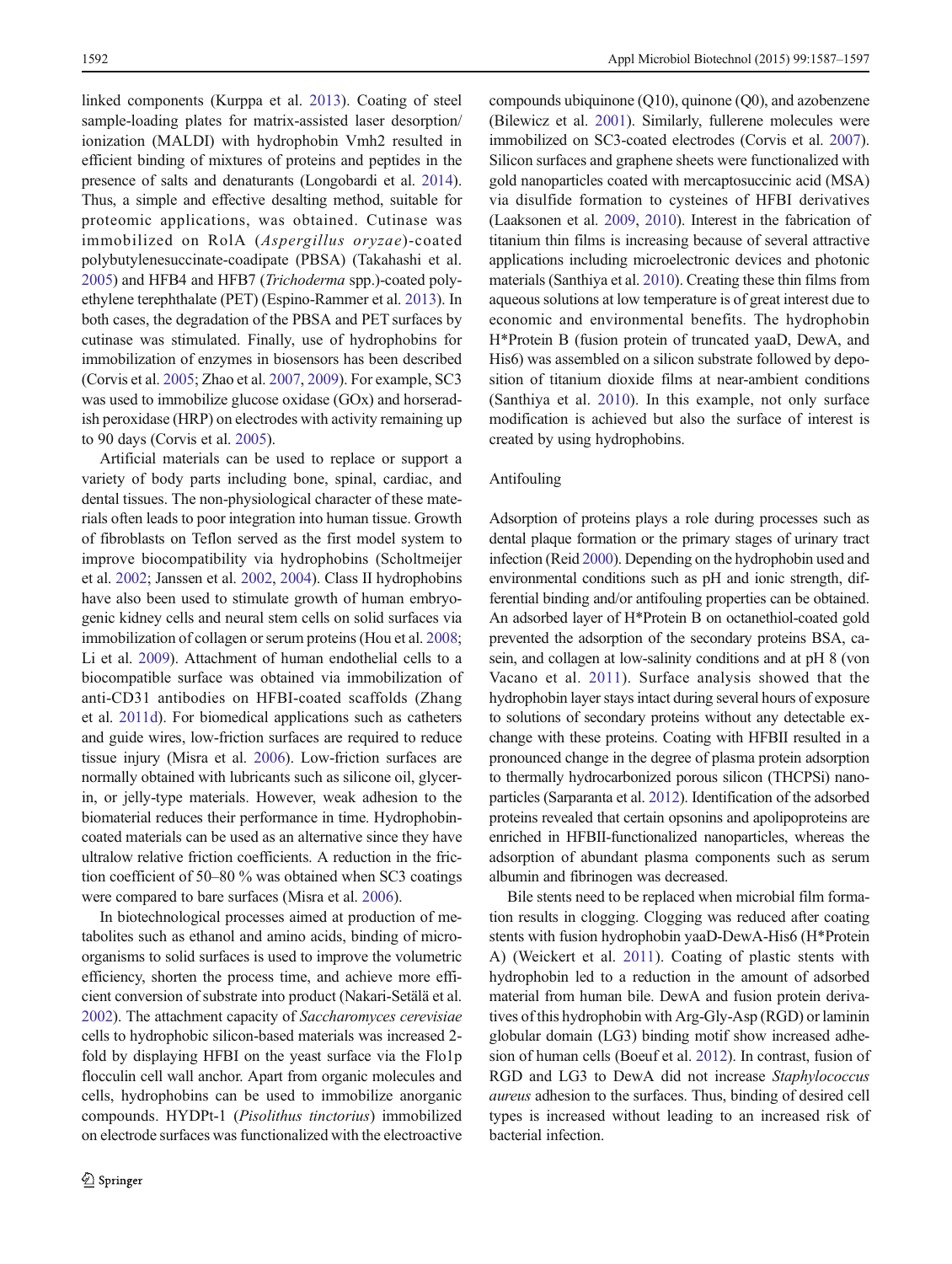linked components (Kurppa et al. 2013). Coating of steel sample-loading plates for matrix-assisted laser desorption/ionization (MALDI) with hydrophobin Vmh2 resulted in efficient binding of mixtures of proteins and peptides in the presence of salts and denaturants (Longobardi et al. 2014). Thus, a simple and effective desalting method, suitable for proteomic applications, was obtained. Cutinase was immobilized on RolA (*Aspergillus oryzae*)-coated polybutylenesuccinate-coadipate (PBSA) (Takahashi et al. 2005) and HFB4 and HFB7 (*Trichoderma* spp.)-coated polyethylene terephthalate (PET) (Espino-Rammer et al. 2013). In both cases, the degradation of the PBSA and PET surfaces by cutinase was stimulated. Finally, use of hydrophobins for immobilization of enzymes in biosensors has been described (Corvis et al. 2005; Zhao et al. 2007, 2009). For example, SC3 was used to immobilize glucose oxidase (GOx) and horseradish peroxidase (HRP) on electrodes with activity remaining up to 90 days (Corvis et al. 2005).

Artificial materials can be used to replace or support a variety of body parts including bone, spinal, cardiac, and dental tissues. The non-physiological character of these materials often leads to poor integration into human tissue. Growth of fibroblasts on Teflon served as the first model system to improve biocompatibility via hydrophobins (Scholtmeijer et al. 2002; Janssen et al. 2002, 2004). Class II hydrophobins have also been used to stimulate growth of human embryogenic kidney cells and neural stem cells on solid surfaces via immobilization of collagen or serum proteins (Hou et al. 2008; Li et al. 2009). Attachment of human endothelial cells to a biocompatible surface was obtained via immobilization of anti-CD31 antibodies on HFBI-coated scaffolds (Zhang et al. 2011d). For biomedical applications such as catheters and guide wires, low-friction surfaces are required to reduce tissue injury (Misra et al. 2006). Low-friction surfaces are normally obtained with lubricants such as silicone oil, glycerin, or jelly-type materials. However, weak adhesion to the biomaterial reduces their performance in time. Hydrophobin-coated materials can be used as an alternative since they have ultralow relative friction coefficients. A reduction in the friction coefficient of 50–80 % was obtained when SC3 coatings were compared to bare surfaces (Misra et al. 2006).

In biotechnological processes aimed at production of metabolites such as ethanol and amino acids, binding of microorganisms to solid surfaces is used to improve the volumetric efficiency, shorten the process time, and achieve more efficient conversion of substrate into product (Nakari-Setälä et al. 2002). The attachment capacity of *Saccharomyces cerevisiae* cells to hydrophobic silicon-based materials was increased 2-fold by displaying HFBI on the yeast surface via the Flo1p flocculin cell wall anchor. Apart from organic molecules and cells, hydrophobins can be used to immobilize anorganic compounds. HYDPt-1 (*Pisolithus tinctorius*) immobilized on electrode surfaces was functionalized with the electroactive compounds ubiquinone (Q10), quinone (Q0), and azobenzene (Bilewicz et al. 2001). Similarly, fullerene molecules were immobilized on SC3-coated electrodes (Corvis et al. 2007). Silicon surfaces and graphene sheets were functionalized with gold nanoparticles coated with mercaptosuccinic acid (MSA) via disulfide formation to cysteines of HFBI derivatives (Laaksonen et al. 2009, 2010). Interest in the fabrication of titanium thin films is increasing because of several attractive applications including microelectronic devices and photonic materials (Santhiya et al. 2010). Creating these thin films from aqueous solutions at low temperature is of great interest due to economic and environmental benefits. The hydrophobin H*Protein B (fusion protein of truncated yaaD, DewA, and His6) was assembled on a silicon substrate followed by deposition of titanium dioxide films at near-ambient conditions (Santhiya et al. 2010). In this example, not only surface modification is achieved but also the surface of interest is created by using hydrophobins.

## Antifouling

Adsorption of proteins plays a role during processes such as dental plaque formation or the primary stages of urinary tract infection (Reid 2000). Depending on the hydrophobin used and environmental conditions such as pH and ionic strength, differential binding and/or antifouling properties can be obtained. An adsorbed layer of H*Protein B on octanethiol-coated gold prevented the adsorption of the secondary proteins BSA, casein, and collagen at low-salinity conditions and at pH 8 (von Vacano et al. 2011). Surface analysis showed that the hydrophobin layer stays intact during several hours of exposure to solutions of secondary proteins without any detectable exchange with these proteins. Coating with HFBII resulted in a pronounced change in the degree of plasma protein adsorption to thermally hydrocarbonized porous silicon (THCPSi) nanoparticles (Sarparanta et al. 2012). Identification of the adsorbed proteins revealed that certain opsonins and apolipoproteins are enriched in HFBII-functionalized nanoparticles, whereas the adsorption of abundant plasma components such as serum albumin and fibrinogen was decreased.

Bile stents need to be replaced when microbial film formation results in clogging. Clogging was reduced after coating stents with fusion hydrophobin yaaD-DewA-His6 (H*Protein A) (Weickert et al. 2011). Coating of plastic stents with hydrophobin led to a reduction in the amount of adsorbed material from human bile. DewA and fusion protein derivatives of this hydrophobin with Arg-Gly-Asp (RGD) or laminin globular domain (LG3) binding motif show increased adhesion of human cells (Boeuf et al. 2012). In contrast, fusion of RGD and LG3 to DewA did not increase *Staphylococcus aureus* adhesion to the surfaces. Thus, binding of desired cell types is increased without leading to an increased risk of bacterial infection.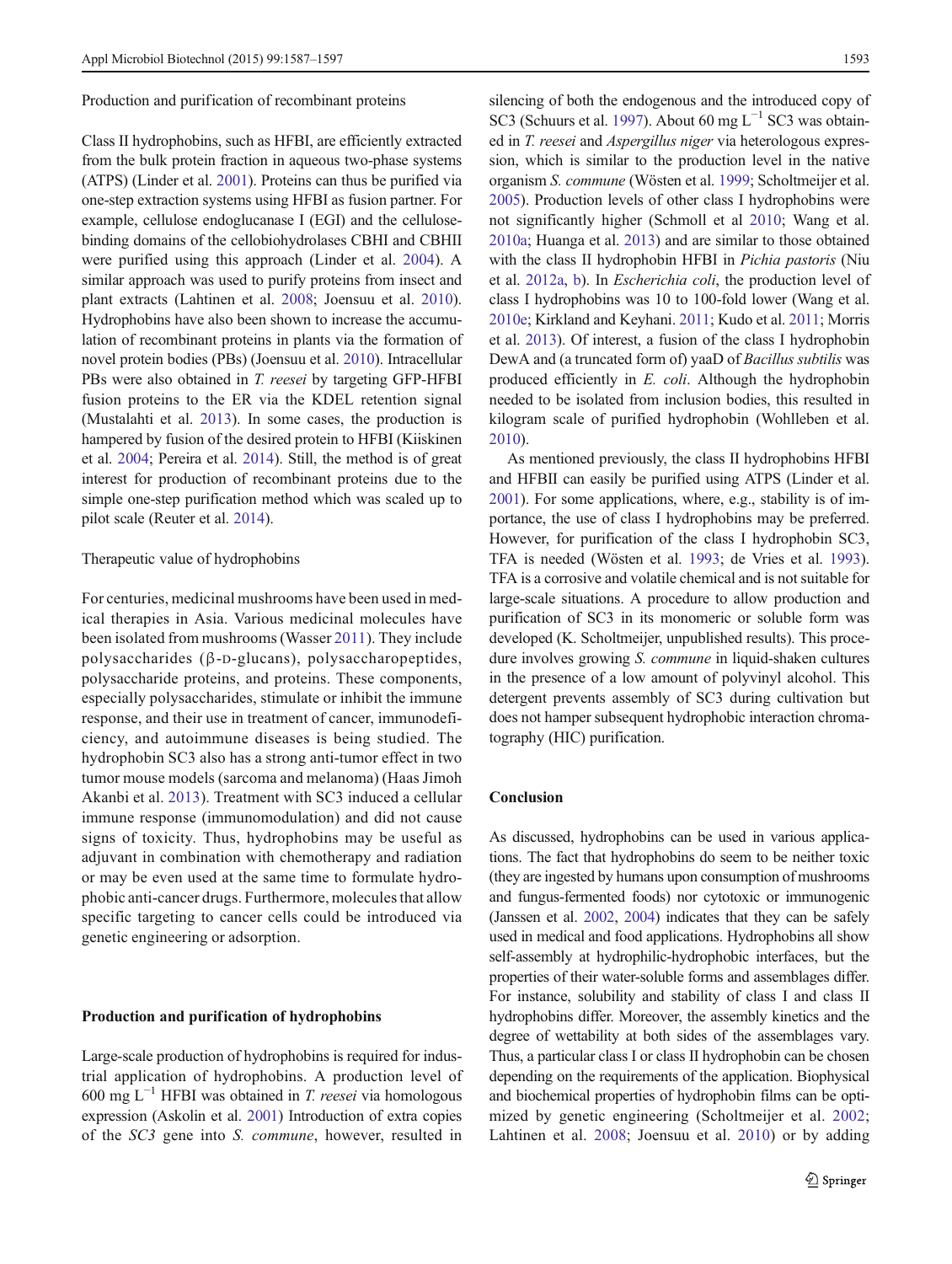Production and purification of recombinant proteins

Class II hydrophobins, such as HFBI, are efficiently extracted from the bulk protein fraction in aqueous two-phase systems (ATPS) (Linder et al. 2001). Proteins can thus be purified via one-step extraction systems using HFBI as fusion partner. For example, cellulose endoglucanase I (EGI) and the cellulose-binding domains of the cellobiohydrolases CBHI and CBHII were purified using this approach (Linder et al. 2004). A similar approach was used to purify proteins from insect and plant extracts (Lahtinen et al. 2008; Joensuu et al. 2010). Hydrophobins have also been shown to increase the accumulation of recombinant proteins in plants via the formation of novel protein bodies (PBs) (Joensuu et al. 2010). Intracellular PBs were also obtained in *T. reesei* by targeting GFP-HFBI fusion proteins to the ER via the KDEL retention signal (Mustalahti et al. 2013). In some cases, the production is hampered by fusion of the desired protein to HFBI (Kiiskinen et al. 2004; Pereira et al. 2014). Still, the method is of great interest for production of recombinant proteins due to the simple one-step purification method which was scaled up to pilot scale (Reuter et al. 2014).

Therapeutic value of hydrophobins

For centuries, medicinal mushrooms have been used in medical therapies in Asia. Various medicinal molecules have been isolated from mushrooms (Wasser 2011). They include polysaccharides (β-D-glucans), polysaccharopeptides, polysaccharide proteins, and proteins. These components, especially polysaccharides, stimulate or inhibit the immune response, and their use in treatment of cancer, immunodeficiency, and autoimmune diseases is being studied. The hydrophobin SC3 also has a strong anti-tumor effect in two tumor mouse models (sarcoma and melanoma) (Haas Jimoh Akanbi et al. 2013). Treatment with SC3 induced a cellular immune response (immunomodulation) and did not cause signs of toxicity. Thus, hydrophobins may be useful as adjuvant in combination with chemotherapy and radiation or may be even used at the same time to formulate hydrophobic anti-cancer drugs. Furthermore, molecules that allow specific targeting to cancer cells could be introduced via genetic engineering or adsorption.

## Production and purification of hydrophobins

Large-scale production of hydrophobins is required for industrial application of hydrophobins. A production level of 600 mg $L^{-1}$ HFBI was obtained in *T. reesei* via homologous expression (Askolin et al. 2001) Introduction of extra copies of the *SC3* gene into *S. commune*, however, resulted in silencing of both the endogenous and the introduced copy of SC3 (Schuurs et al. 1997). About 60 mg $L^{-1}$ SC3 was obtained in *T. reesei* and *Aspergillus niger* via heterologous expression, which is similar to the production level in the native organism *S. commune* (Wösten et al. 1999; Scholtmeijer et al. 2005). Production levels of other class I hydrophobins were not significantly higher (Schmoll et al 2010; Wang et al. 2010a; Huanga et al. 2013) and are similar to those obtained with the class II hydrophobin HFBI in *Pichia pastoris* (Niu et al. 2012a, b). In *Escherichia coli*, the production level of class I hydrophobins was 10 to 100-fold lower (Wang et al. 2010e; Kirkland and Keyhani. 2011; Kudo et al. 2011; Morris et al. 2013). Of interest, a fusion of the class I hydrophobin DewA and (a truncated form of) yaaD of *Bacillus subtilis* was produced efficiently in *E. coli*. Although the hydrophobin needed to be isolated from inclusion bodies, this resulted in kilogram scale of purified hydrophobin (Wohlleben et al. 2010).

As mentioned previously, the class II hydrophobins HFBI and HFBII can easily be purified using ATPS (Linder et al. 2001). For some applications, where, e.g., stability is of importance, the use of class I hydrophobins may be preferred. However, for purification of the class I hydrophobin SC3, TFA is needed (Wösten et al. 1993; de Vries et al. 1993). TFA is a corrosive and volatile chemical and is not suitable for large-scale situations. A procedure to allow production and purification of SC3 in its monomeric or soluble form was developed (K. Scholtmeijer, unpublished results). This procedure involves growing *S. commune* in liquid-shaken cultures in the presence of a low amount of polyvinyl alcohol. This detergent prevents assembly of SC3 during cultivation but does not hamper subsequent hydrophobic interaction chromatography (HIC) purification.

## Conclusion

As discussed, hydrophobins can be used in various applications. The fact that hydrophobins do seem to be neither toxic (they are ingested by humans upon consumption of mushrooms and fungus-fermented foods) nor cytotoxic or immunogenic (Janssen et al. 2002, 2004) indicates that they can be safely used in medical and food applications. Hydrophobins all show self-assembly at hydrophilic-hydrophobic interfaces, but the properties of their water-soluble forms and assemblages differ. For instance, solubility and stability of class I and class II hydrophobins differ. Moreover, the assembly kinetics and the degree of wettability at both sides of the assemblages vary. Thus, a particular class I or class II hydrophobin can be chosen depending on the requirements of the application. Biophysical and biochemical properties of hydrophobin films can be optimized by genetic engineering (Scholtmeijer et al. 2002; Lahtinen et al. 2008; Joensuu et al. 2010) or by adding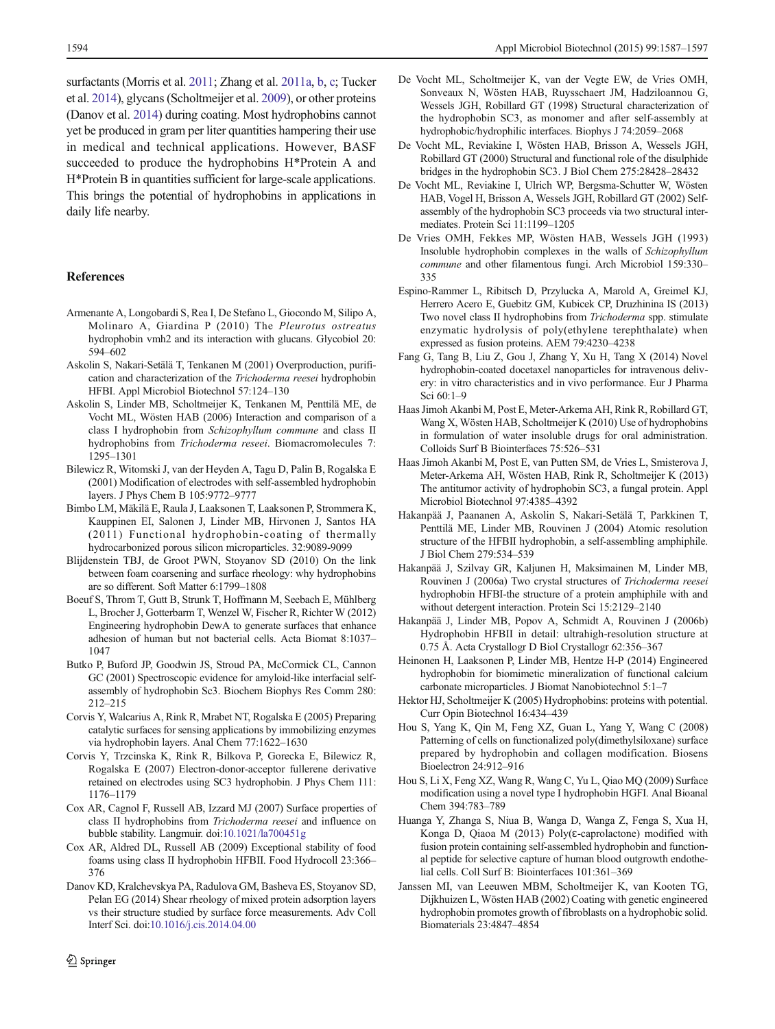surfactants (Morris et al. 2011; Zhang et al. 2011a, b, c; Tucker et al. 2014), glycans (Scholtmeijer et al. 2009), or other proteins (Danov et al. 2014) during coating. Most hydrophobins cannot yet be produced in gram per liter quantities hampering their use in medical and technical applications. However, BASF succeeded to produce the hydrophobins H*Protein A and H*Protein B in quantities sufficient for large-scale applications. This brings the potential of hydrophobins in applications in daily life nearby.

## References

Armenante A, Longobardi S, Rea I, De Stefano L, Giocondo M, Silipo A, Molinaro A, Giardina P (2010) The *Pleurotus ostreatus* hydrophobin vmh2 and its interaction with glucans. Glycobiol 20: 594–602

Askolin S, Nakari-Setälä T, Tenkanen M (2001) Overproduction, purification and characterization of the *Trichoderma reesei* hydrophobin HFBI. Appl Microbiol Biotechnol 57:124–130

Askolin S, Linder MB, Scholtmeijer K, Tenkanen M, Penttilä ME, de Vocht ML, Wösten HAB (2006) Interaction and comparison of a class I hydrophobin from *Schizophyllum commune* and class II hydrophobins from *Trichoderma reseei*. Biomacromolecules 7: 1295–1301

Bilewicz R, Witomski J, van der Heyden A, Tagu D, Palin B, Rogalska E (2001) Modification of electrodes with self-assembled hydrophobin layers. J Phys Chem B 105:9772–9777

Bimbo LM, Mäkilä E, Raula J, Laaksonen T, Laaksonen P, Strommera K, Kauppinen EI, Salonen J, Linder MB, Hirvonen J, Santos HA (2011) Functional hydrophobin-coating of thermally hydrocarbonized porous silicon microparticles. 32:9089-9099

Blijdenstein TBJ, de Groot PWN, Stoyanov SD (2010) On the link between foam coarsening and surface rheology: why hydrophobins are so different. Soft Matter 6:1799–1808

Boeuf S, Throm T, Gutt B, Strunk T, Hoffmann M, Seebach E, Mühlberg L, Brocher J, Gotterbarm T, Wenzel W, Fischer R, Richter W (2012) Engineering hydrophobin DewA to generate surfaces that enhance adhesion of human but not bacterial cells. Acta Biomat 8:1037–1047

Butko P, Buford JP, Goodwin JS, Stroud PA, McCormick CL, Cannon GC (2001) Spectroscopic evidence for amyloid-like interfacial self-assembly of hydrophobin Sc3. Biochem Biophys Res Comm 280: 212–215

Corvis Y, Walcarius A, Rink R, Mrabet NT, Rogalska E (2005) Preparing catalytic surfaces for sensing applications by immobilizing enzymes via hydrophobin layers. Anal Chem 77:1622–1630

Corvis Y, Trzcinska K, Rink R, Bilkova P, Gorecka E, Bilewicz R, Rogalska E (2007) Electron-donor-acceptor fullerene derivative retained on electrodes using SC3 hydrophobin. J Phys Chem 111: 1176–1179

Cox AR, Cagnol F, Russell AB, Izzard MJ (2007) Surface properties of class II hydrophobins from *Trichoderma reesei* and influence on bubble stability. Langmuir. doi:10.1021/la700451g

Cox AR, Aldred DL, Russell AB (2009) Exceptional stability of food foams using class II hydrophobin HFBII. Food Hydrocoll 23:366–376

Danov KD, Kralchevskya PA, Radulova GM, Basheva ES, Stoyanov SD, Pelan EG (2014) Shear rheology of mixed protein adsorption layers vs their structure studied by surface force measurements. Adv Coll Interf Sci. doi:10.1016/j.cis.2014.04.00

De Vocht ML, Scholtmeijer K, van der Vegte EW, de Vries OMH, Sonveaux N, Wösten HAB, Ruysschaert JM, Hadziloannou G, Wessels JGH, Robillard GT (1998) Structural characterization of the hydrophobin SC3, as monomer and after self-assembly at hydrophobic/hydrophilic interfaces. Biophys J 74:2059–2068

De Vocht ML, Reviakine I, Wösten HAB, Brisson A, Wessels JGH, Robillard GT (2000) Structural and functional role of the disulphide bridges in the hydrophobin SC3. J Biol Chem 275:28428–28432

De Vocht ML, Reviakine I, Ulrich WP, Bergsma-Schutter W, Wösten HAB, Vogel H, Brisson A, Wessels JGH, Robillard GT (2002) Self-assembly of the hydrophobin SC3 proceeds via two structural intermediates. Protein Sci 11:1199–1205

De Vries OMH, Fekkes MP, Wösten HAB, Wessels JGH (1993) Insoluble hydrophobin complexes in the walls of *Schizophyllum commune* and other filamentous fungi. Arch Microbiol 159:330–335

Espino-Rammer L, Ribitsch D, Przylucka A, Marold A, Greimel KJ, Herrero Acero E, Guebitz GM, Kubicek CP, Druzhinina IS (2013) Two novel class II hydrophobins from *Trichoderma* spp. stimulate enzymatic hydrolysis of poly(ethylene terephthalate) when expressed as fusion proteins. AEM 79:4230–4238

Fang G, Tang B, Liu Z, Gou J, Zhang Y, Xu H, Tang X (2014) Novel hydrophobin-coated docetaxel nanoparticles for intravenous delivery: in vitro characteristics and in vivo performance. Eur J Pharma Sci 60:1–9

Haas Jimoh Akanbi M, Post E, Meter-Arkema AH, Rink R, Robillard GT, Wang X, Wösten HAB, Scholtmeijer K (2010) Use of hydrophobins in formulation of water insoluble drugs for oral administration. Colloids Surf B Biointerfaces 75:526–531

Haas Jimoh Akanbi M, Post E, van Putten SM, de Vries L, Smisterova J, Meter-Arkema AH, Wösten HAB, Rink R, Scholtmeijer K (2013) The antitumor activity of hydrophobin SC3, a fungal protein. Appl Microbiol Biotechnol 97:4385–4392

Hakanpää J, Paananen A, Askolin S, Nakari-Setälä T, Parkkinen T, Penttilä ME, Linder MB, Rouvinen J (2004) Atomic resolution structure of the HFBII hydrophobin, a self-assembling amphiphile. J Biol Chem 279:534–539

Hakanpää J, Szilvay GR, Kaljunen H, Maksimainen M, Linder MB, Rouvinen J (2006a) Two crystal structures of *Trichoderma reesei* hydrophobin HFBI-the structure of a protein amphiphile with and without detergent interaction. Protein Sci 15:2129–2140

Hakanpää J, Linder MB, Popov A, Schmidt A, Rouvinen J (2006b) Hydrophobin HFBII in detail: ultrahigh-resolution structure at 0.75 Å. Acta Crystallogr D Biol Crystallogr 62:356–367

Heinonen H, Laaksonen P, Linder MB, Hentze H-P (2014) Engineered hydrophobin for biomimetic mineralization of functional calcium carbonate microparticles. J Biomat Nanobiotechnol 5:1–7

Hektor HJ, Scholtmeijer K (2005) Hydrophobins: proteins with potential. Curr Opin Biotechnol 16:434–439

Hou S, Yang K, Qin M, Feng XZ, Guan L, Yang Y, Wang C (2008) Patterning of cells on functionalized poly(dimethylsiloxane) surface prepared by hydrophobin and collagen modification. Biosens Bioelectron 24:912–916

Hou S, Li X, Feng XZ, Wang R, Wang C, Yu L, Qiao MQ (2009) Surface modification using a novel type I hydrophobin HGFI. Anal Bioanal Chem 394:783–789

Huanga Y, Zhanga S, Niua B, Wanga D, Wanga Z, Fenga S, Xua H, Konga D, Qiaoa M (2013) Poly(ε-caprolactone) modified with fusion protein containing self-assembled hydrophobin and functional peptide for selective capture of human blood outgrowth endothelial cells. Coll Surf B: Biointerfaces 101:361–369

Janssen MI, van Leeuwen MBM, Scholtmeijer K, van Kooten TG, Dijkhuizen L, Wösten HAB (2002) Coating with genetic engineered hydrophobin promotes growth of fibroblasts on a hydrophobic solid. Biomaterials 23:4847–4854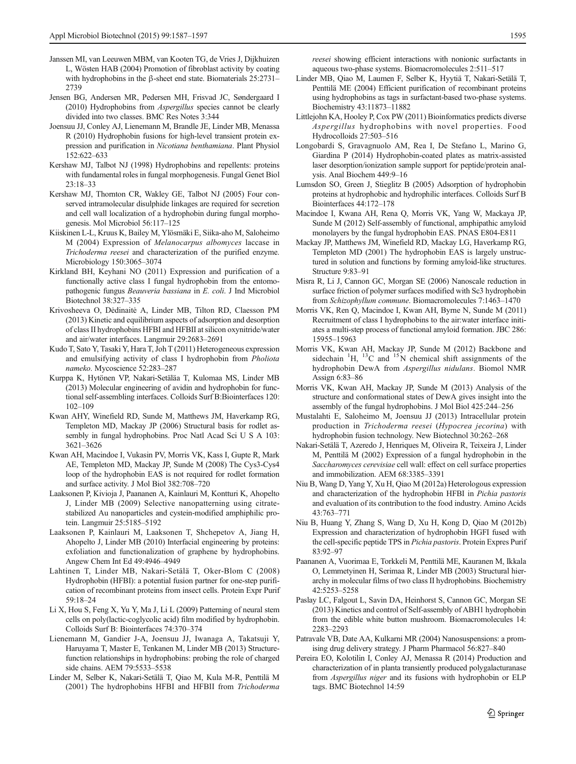Janssen MI, van Leeuwen MBM, van Kooten TG, de Vries J, Dijkhuizen L, Wösten HAB (2004) Promotion of fibroblast activity by coating with hydrophobins in the β-sheet end state. Biomaterials 25:2731–2739

Jensen BG, Andersen MR, Pedersen MH, Frisvad JC, Søndergaard I (2010) Hydrophobins from *Aspergillus* species cannot be clearly divided into two classes. BMC Res Notes 3:344

Joensuu JJ, Conley AJ, Lienemann M, Brandle JE, Linder MB, Menassa R (2010) Hydrophobin fusions for high-level transient protein expression and purification in *Nicotiana benthamiana*. Plant Physiol 152:622–633

Kershaw MJ, Talbot NJ (1998) Hydrophobins and repellents: proteins with fundamental roles in fungal morphogenesis. Fungal Genet Biol 23:18–33

Kershaw MJ, Thornton CR, Wakley GE, Talbot NJ (2005) Four conserved intramolecular disulphide linkages are required for secretion and cell wall localization of a hydrophobin during fungal morphogenesis. Mol Microbiol 56:117–125

Kiiskinen L-L, Kruus K, Bailey M, Ylösmäki E, Siika-aho M, Saloheimo M (2004) Expression of *Melanocarpus albomyces* laccase in *Trichoderma reesei* and characterization of the purified enzyme. Microbiology 150:3065–3074

Kirkland BH, Keyhani NO (2011) Expression and purification of a functionally active class I fungal hydrophobin from the entomopathogenic fungus *Beauveria bassiana* in *E. coli*. J Ind Microbiol Biotechnol 38:327–335

Krivosheeva O, Dėdinaitė A, Linder MB, Tilton RD, Claesson PM (2013) Kinetic and equilibrium aspects of adsorption and desorption of class II hydrophobins HFBI and HFBII at silicon oxynitride/water and air/water interfaces. Langmuir 29:2683–2691

Kudo T, Sato Y, Tasaki Y, Hara T, Joh T (2011) Heterogeneous expression and emulsifying activity of class I hydrophobin from *Pholiota nameko*. Mycoscience 52:283–287

Kurppa K, Hytönen VP, Nakari-Setälaa T, Kulomaa MS, Linder MB (2013) Molecular engineering of avidin and hydrophobin for functional self-assembling interfaces. Colloids Surf B:Biointerfaces 120:102–109

Kwan AHY, Winefield RD, Sunde M, Matthews JM, Haverkamp RG, Templeton MD, Mackay JP (2006) Structural basis for rodlet assembly in fungal hydrophobins. Proc Natl Acad Sci U S A 103:3621–3626

Kwan AH, Macindoe I, Vukasin PV, Morris VK, Kass I, Gupte R, Mark AE, Templeton MD, Mackay JP, Sunde M (2008) The Cys3-Cys4 loop of the hydrophobin EAS is not required for rodlet formation and surface activity. J Mol Biol 382:708–720

Laaksonen P, Kivioja J, Paananen A, Kainlauri M, Kontturi K, Ahopelto J, Linder MB (2009) Selective nanopatterning using citrate-stabilized Au nanoparticles and cystein-modified amphiphilic protein. Langmuir 25:5185–5192

Laaksonen P, Kainlauri M, Laaksonen T, Shchepetov A, Jiang H, Ahopelto J, Linder MB (2010) Interfacial engineering by proteins: exfoliation and functionalization of graphene by hydrophobins. Angew Chem Int Ed 49:4946–4949

Lahtinen T, Linder MB, Nakari-Setälä T, Oker-Blom C (2008) Hydrophobin (HFBI): a potential fusion partner for one-step purification of recombinant proteins from insect cells. Protein Expr Purif 59:18–24

Li X, Hou S, Feng X, Yu Y, Ma J, Li L (2009) Patterning of neural stem cells on poly(lactic-coglycolic acid) film modified by hydrophobin. Colloids Surf B: Biointerfaces 74:370–374

Lienemann M, Gandier J-A, Joensuu JJ, Iwanaga A, Takatsuji Y, Haruyama T, Master E, Tenkanen M, Linder MB (2013) Structure-function relationships in hydrophobins: probing the role of charged side chains. AEM 79:5533–5538

Linder M, Selber K, Nakari-Setälä T, Qiao M, Kula M-R, Penttilä M (2001) The hydrophobins HFBI and HFBII from *Trichoderma reesei* showing efficient interactions with nonionic surfactants in aqueous two-phase systems. Biomacromolecules 2:511–517

Linder MB, Qiao M, Laumen F, Selber K, Hyytiä T, Nakari-Setälä T, Penttilä ME (2004) Efficient purification of recombinant proteins using hydrophobins as tags in surfactant-based two-phase systems. Biochemistry 43:11873–11882

Littlejohn KA, Hooley P, Cox PW (2011) Bioinformatics predicts diverse *Aspergillus* hydrophobins with novel properties. Food Hydrocolloids 27:503–516

Longobardi S, Gravagnuolo AM, Rea I, De Stefano L, Marino G, Giardina P (2014) Hydrophobin-coated plates as matrix-assisted laser desorption/ionization sample support for peptide/protein analysis. Anal Biochem 449:9–16

Lumsdon SO, Green J, Stieglitz B (2005) Adsorption of hydrophobin proteins at hydrophobic and hydrophilic interfaces. Colloids Surf B Biointerfaces 44:172–178

Macindoe I, Kwana AH, Rena Q, Morris VK, Yang W, Mackaya JP, Sunde M (2012) Self-assembly of functional, amphipathic amyloid monolayers by the fungal hydrophobin EAS. PNAS E804-E811

Mackay JP, Matthews JM, Winefield RD, Mackay LG, Haverkamp RG, Templeton MD (2001) The hydrophobin EAS is largely unstructured in solution and functions by forming amyloid-like structures. Structure 9:83–91

Misra R, Li J, Cannon GC, Morgan SE (2006) Nanoscale reduction in surface friction of polymer surfaces modified with Sc3 hydrophobin from *Schizophyllum commune*. Biomacromolecules 7:1463–1470

Morris VK, Ren Q, Macindoe I, Kwan AH, Byrne N, Sunde M (2011) Recruitment of class I hydrophobins to the air:water interface initiates a multi-step process of functional amyloid formation. JBC 286:15955–15963

Morris VK, Kwan AH, Mackay JP, Sunde M (2012) Backbone and sidechain $^{1}$H, $^{13}$C and $^{15}$N chemical shift assignments of the hydrophobin DewA from *Aspergillus nidulans*. Biomol NMR Assign 6:83–86

Morris VK, Kwan AH, Mackay JP, Sunde M (2013) Analysis of the structure and conformational states of DewA gives insight into the assembly of the fungal hydrophobins. J Mol Biol 425:244–256

Mustalahti E, Saloheimo M, Joensuu JJ (2013) Intracellular protein production in *Trichoderma reesei* (*Hypocrea jecorina*) with hydrophobin fusion technology. New Biotechnol 30:262–268

Nakari-Setälä T, Azeredo J, Henriques M, Oliveira R, Teixeira J, Linder M, Penttilä M (2002) Expression of a fungal hydrophobin in the *Saccharomyces cerevisiae* cell wall: effect on cell surface properties and immobilization. AEM 68:3385–3391

Niu B, Wang D, Yang Y, Xu H, Qiao M (2012a) Heterologous expression and characterization of the hydrophobin HFBI in *Pichia pastoris* and evaluation of its contribution to the food industry. Amino Acids 43:763–771

Niu B, Huang Y, Zhang S, Wang D, Xu H, Kong D, Qiao M (2012b) Expression and characterization of hydrophobin HGFI fused with the cell-specific peptide TPS in *Pichia pastoris*. Protein Expres Purif 83:92–97

Paananen A, Vuorimaa E, Torkkeli M, Penttilä ME, Kauranen M, Ikkala O, Lemmetyinen H, Serimaa R, Linder MB (2003) Structural hierarchy in molecular films of two class II hydrophobins. Biochemistry 42:5253–5258

Paslay LC, Falgout L, Savin DA, Heinhorst S, Cannon GC, Morgan SE (2013) Kinetics and control of Self-assembly of ABH1 hydrophobin from the edible white button mushroom. Biomacromolecules 14:2283–2293

Patravale VB, Date AA, Kulkarni MR (2004) Nanosuspensions: a promising drug delivery strategy. J Pharm Pharmacol 56:827–840

Pereira EO, Kolotilin I, Conley AJ, Menassa R (2014) Production and characterization of in planta transiently produced polygalacturanase from *Aspergillus niger* and its fusions with hydrophobin or ELP tags. BMC Biotechnol 14:59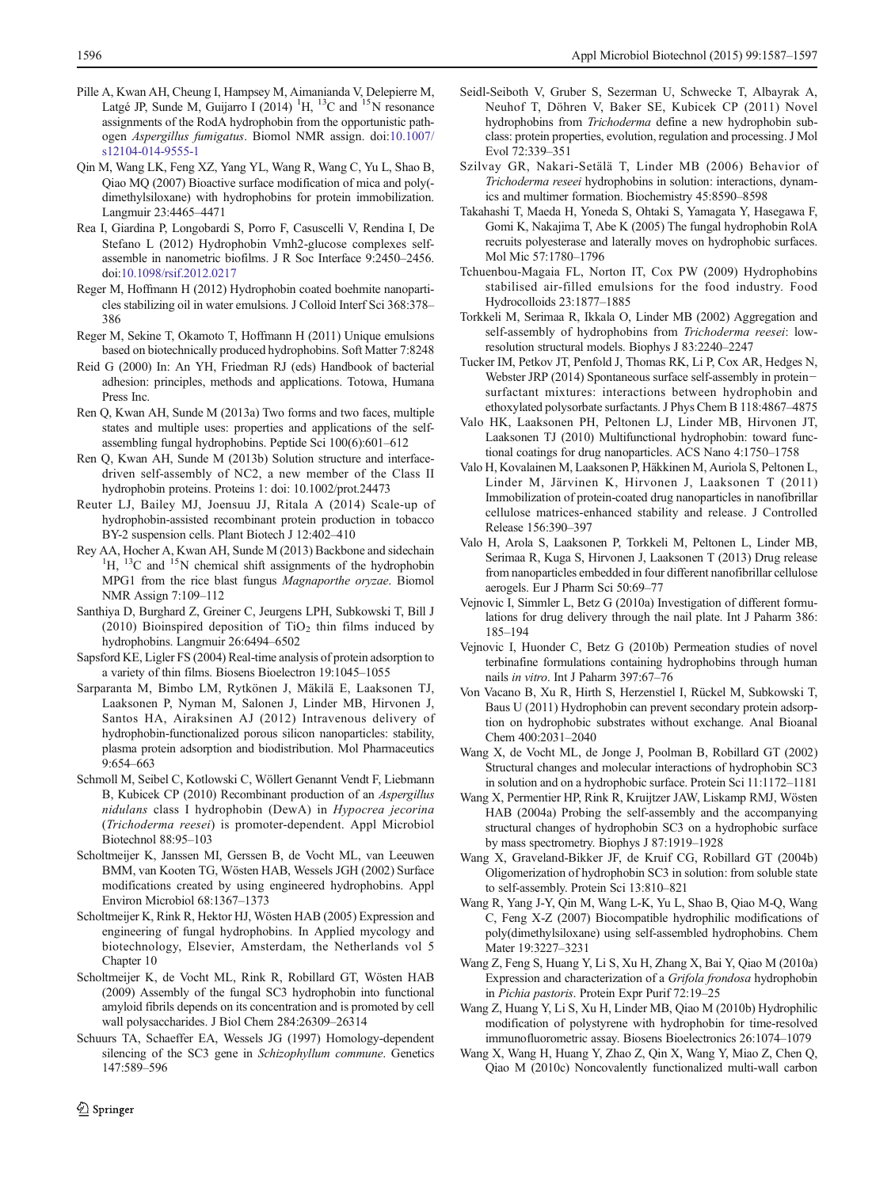Pille A, Kwan AH, Cheung I, Hampsey M, Aimanianda V, Delepierre M, Latgé JP, Sunde M, Guijarro I (2014) $^{1}H$, $^{13}C$ and $^{15}N$ resonance assignments of the RodA hydrophobin from the opportunistic pathogen *Aspergillus fumigatus*. Biomol NMR assign. doi:10.1007/s12104-014-9555-1

Qin M, Wang LK, Feng XZ, Yang YL, Wang R, Wang C, Yu L, Shao B, Qiao MQ (2007) Bioactive surface modification of mica and poly(-dimethylsiloxane) with hydrophobins for protein immobilization. Langmuir 23:4465–4471

Rea I, Giardina P, Longobardi S, Porro F, Casuscelli V, Rendina I, De Stefano L (2012) Hydrophobin Vmh2-glucose complexes self-assemble in nanometric biofilms. J R Soc Interface 9:2450–2456. doi:10.1098/rsif.2012.0217

Reger M, Hoffmann H (2012) Hydrophobin coated boehmite nanoparticles stabilizing oil in water emulsions. J Colloid Interf Sci 368:378–386

Reger M, Sekine T, Okamoto T, Hoffmann H (2011) Unique emulsions based on biotechnically produced hydrophobins. Soft Matter 7:8248

Reid G (2000) In: An YH, Friedman RJ (eds) Handbook of bacterial adhesion: principles, methods and applications. Totowa, Humana Press Inc.

Ren Q, Kwan AH, Sunde M (2013a) Two forms and two faces, multiple states and multiple uses: properties and applications of the self-assembling fungal hydrophobins. Peptide Sci 100(6):601–612

Ren Q, Kwan AH, Sunde M (2013b) Solution structure and interface-driven self-assembly of NC2, a new member of the Class II hydrophobin proteins. Proteins 1: doi: 10.1002/prot.24473

Reuter LJ, Bailey MJ, Joensuu JJ, Ritala A (2014) Scale-up of hydrophobin-assisted recombinant protein production in tobacco BY-2 suspension cells. Plant Biotech J 12:402–410

Rey AA, Hocher A, Kwan AH, Sunde M (2013) Backbone and sidechain $^{1}H$, $^{13}C$ and $^{15}N$ chemical shift assignments of the hydrophobin MPG1 from the rice blast fungus *Magnaporthe oryzae*. Biomol NMR Assign 7:109–112

Santhiya D, Burghard Z, Greiner C, Jeurgens LPH, Subkowski T, Bill J (2010) Bioinspired deposition of $TiO_2$ thin films induced by hydrophobins. Langmuir 26:6494–6502

Sapsford KE, Ligler FS (2004) Real-time analysis of protein adsorption to a variety of thin films. Biosens Bioelectron 19:1045–1055

Sarparanta M, Bimbo LM, Rytkönen J, Mäkilä E, Laaksonen TJ, Laaksonen P, Nyman M, Salonen J, Linder MB, Hirvonen J, Santos HA, Airaksinen AJ (2012) Intravenous delivery of hydrophobin-functionalized porous silicon nanoparticles: stability, plasma protein adsorption and biodistribution. Mol Pharmaceutics 9:654–663

Schmoll M, Seibel C, Kotlowski C, Wöllert Genannt Vendt F, Liebmann B, Kubicek CP (2010) Recombinant production of an *Aspergillus nidulans* class I hydrophobin (DewA) in *Hypocrea jecorina* (*Trichoderma reesei*) is promoter-dependent. Appl Microbiol Biotechnol 88:95–103

Scholtmeijer K, Janssen MI, Gerssen B, de Vocht ML, van Leeuwen BMM, van Kooten TG, Wösten HAB, Wessels JGH (2002) Surface modifications created by using engineered hydrophobins. Appl Environ Microbiol 68:1367–1373

Scholtmeijer K, Rink R, Hektor HJ, Wösten HAB (2005) Expression and engineering of fungal hydrophobins. In Applied mycology and biotechnology, Elsevier, Amsterdam, the Netherlands vol 5 Chapter 10

Scholtmeijer K, de Vocht ML, Rink R, Robillard GT, Wösten HAB (2009) Assembly of the fungal SC3 hydrophobin into functional amyloid fibrils depends on its concentration and is promoted by cell wall polysaccharides. J Biol Chem 284:26309–26314

Schuurs TA, Schaeffer EA, Wessels JG (1997) Homology-dependent silencing of the SC3 gene in *Schizophyllum commune*. Genetics 147:589–596

Seidl-Seiboth V, Gruber S, Sezerman U, Schwecke T, Albayrak A, Neuhof T, Döhren V, Baker SE, Kubicek CP (2011) Novel hydrophobins from *Trichoderma* define a new hydrophobin subclass: protein properties, evolution, regulation and processing. J Mol Evol 72:339–351

Szilvay GR, Nakari-Setälä T, Linder MB (2006) Behavior of *Trichoderma reseei* hydrophobins in solution: interactions, dynamics and multimer formation. Biochemistry 45:8590–8598

Takahashi T, Maeda H, Yoneda S, Ohtaki S, Yamagata Y, Hasegawa F, Gomi K, Nakajima T, Abe K (2005) The fungal hydrophobin RolA recruits polyesterase and laterally moves on hydrophobic surfaces. Mol Mic 57:1780–1796

Tchuenbou-Magaia FL, Norton IT, Cox PW (2009) Hydrophobins stabilised air-filled emulsions for the food industry. Food Hydrocolloids 23:1877–1885

Torkkeli M, Serimaa R, Ikkala O, Linder MB (2002) Aggregation and self-assembly of hydrophobins from *Trichoderma reesei*: low-resolution structural models. Biophys J 83:2240–2247

Tucker IM, Petkov JT, Penfold J, Thomas RK, Li P, Cox AR, Hedges N, Webster JRP (2014) Spontaneous surface self-assembly in protein−surfactant mixtures: interactions between hydrophobin and ethoxylated polysorbate surfactants. J Phys Chem B 118:4867–4875

Valo HK, Laaksonen PH, Peltonen LJ, Linder MB, Hirvonen JT, Laaksonen TJ (2010) Multifunctional hydrophobin: toward functional coatings for drug nanoparticles. ACS Nano 4:1750–1758

Valo H, Kovalainen M, Laaksonen P, Häkkinen M, Auriola S, Peltonen L, Linder M, Järvinen K, Hirvonen J, Laaksonen T (2011) Immobilization of protein-coated drug nanoparticles in nanofibrillar cellulose matrices-enhanced stability and release. J Controlled Release 156:390–397

Valo H, Arola S, Laaksonen P, Torkkeli M, Peltonen L, Linder MB, Serimaa R, Kuga S, Hirvonen J, Laaksonen T (2013) Drug release from nanoparticles embedded in four different nanofibrillar cellulose aerogels. Eur J Pharm Sci 50:69–77

Vejnovic I, Simmler L, Betz G (2010a) Investigation of different formulations for drug delivery through the nail plate. Int J Paharm 386:185–194

Vejnovic I, Huonder C, Betz G (2010b) Permeation studies of novel terbinafine formulations containing hydrophobins through human nails *in vitro*. Int J Paharm 397:67–76

Von Vacano B, Xu R, Hirth S, Herzenstiel I, Rückel M, Subkowski T, Baus U (2011) Hydrophobin can prevent secondary protein adsorption on hydrophobic substrates without exchange. Anal Bioanal Chem 400:2031–2040

Wang X, de Vocht ML, de Jonge J, Poolman B, Robillard GT (2002) Structural changes and molecular interactions of hydrophobin SC3 in solution and on a hydrophobic surface. Protein Sci 11:1172–1181

Wang X, Permentier HP, Rink R, Kruijtzer JAW, Liskamp RMJ, Wösten HAB (2004a) Probing the self-assembly and the accompanying structural changes of hydrophobin SC3 on a hydrophobic surface by mass spectrometry. Biophys J 87:1919–1928

Wang X, Graveland-Bikker JF, de Kruif CG, Robillard GT (2004b) Oligomerization of hydrophobin SC3 in solution: from soluble state to self-assembly. Protein Sci 13:810–821

Wang R, Yang J-Y, Qin M, Wang L-K, Yu L, Shao B, Qiao M-Q, Wang C, Feng X-Z (2007) Biocompatible hydrophilic modifications of poly(dimethylsiloxane) using self-assembled hydrophobins. Chem Mater 19:3227–3231

Wang Z, Feng S, Huang Y, Li S, Xu H, Zhang X, Bai Y, Qiao M (2010a) Expression and characterization of a *Grifola frondosa* hydrophobin in *Pichia pastoris*. Protein Expr Purif 72:19–25

Wang Z, Huang Y, Li S, Xu H, Linder MB, Qiao M (2010b) Hydrophilic modification of polystyrene with hydrophobin for time-resolved immunofluorometric assay. Biosens Bioelectronics 26:1074–1079

Wang X, Wang H, Huang Y, Zhao Z, Qin X, Wang Y, Miao Z, Chen Q, Qiao M (2010c) Noncovalently functionalized multi-wall carbon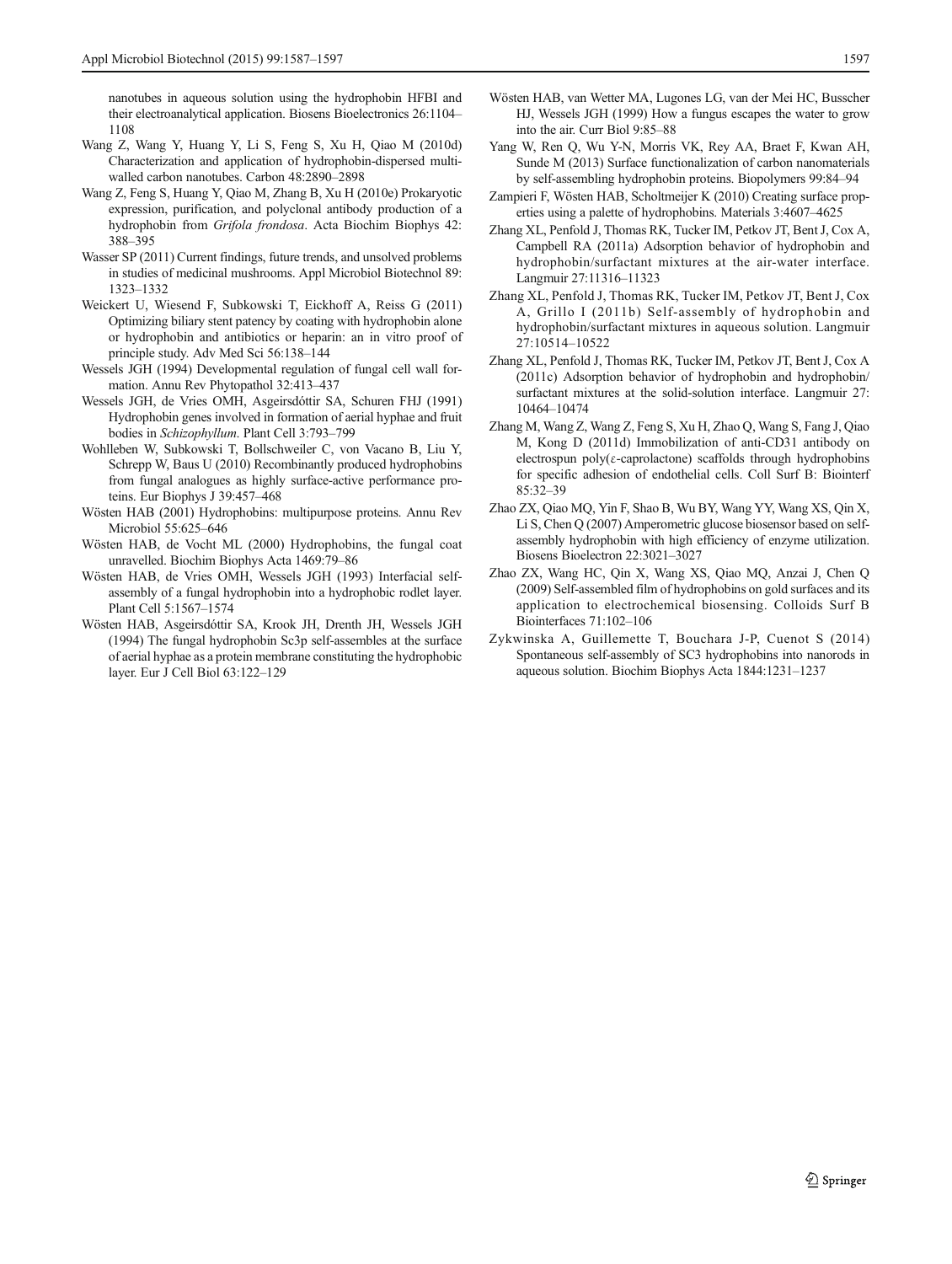nanotubes in aqueous solution using the hydrophobin HFBI and their electroanalytical application. Biosens Bioelectronics 26:1104–1108

Wang Z, Wang Y, Huang Y, Li S, Feng S, Xu H, Qiao M (2010d) Characterization and application of hydrophobin-dispersed multi-walled carbon nanotubes. Carbon 48:2890–2898

Wang Z, Feng S, Huang Y, Qiao M, Zhang B, Xu H (2010e) Prokaryotic expression, purification, and polyclonal antibody production of a hydrophobin from *Grifola frondosa*. Acta Biochim Biophys 42: 388–395

Wasser SP (2011) Current findings, future trends, and unsolved problems in studies of medicinal mushrooms. Appl Microbiol Biotechnol 89: 1323–1332

Weickert U, Wiesend F, Subkowski T, Eickhoff A, Reiss G (2011) Optimizing biliary stent patency by coating with hydrophobin alone or hydrophobin and antibiotics or heparin: an in vitro proof of principle study. Adv Med Sci 56:138–144

Wessels JGH (1994) Developmental regulation of fungal cell wall formation. Annu Rev Phytopathol 32:413–437

Wessels JGH, de Vries OMH, Asgeirsdóttir SA, Schuren FHJ (1991) Hydrophobin genes involved in formation of aerial hyphae and fruit bodies in *Schizophyllum*. Plant Cell 3:793–799

Wohlleben W, Subkowski T, Bollschweiler C, von Vacano B, Liu Y, Schrepp W, Baus U (2010) Recombinantly produced hydrophobins from fungal analogues as highly surface-active performance proteins. Eur Biophys J 39:457–468

Wösten HAB (2001) Hydrophobins: multipurpose proteins. Annu Rev Microbiol 55:625–646

Wösten HAB, de Vocht ML (2000) Hydrophobins, the fungal coat unravelled. Biochim Biophys Acta 1469:79–86

Wösten HAB, de Vries OMH, Wessels JGH (1993) Interfacial self-assembly of a fungal hydrophobin into a hydrophobic rodlet layer. Plant Cell 5:1567–1574

Wösten HAB, Asgeirsdóttir SA, Krook JH, Drenth JH, Wessels JGH (1994) The fungal hydrophobin Sc3p self-assembles at the surface of aerial hyphae as a protein membrane constituting the hydrophobic layer. Eur J Cell Biol 63:122–129

Wösten HAB, van Wetter MA, Lugones LG, van der Mei HC, Busscher HJ, Wessels JGH (1999) How a fungus escapes the water to grow into the air. Curr Biol 9:85–88

Yang W, Ren Q, Wu Y-N, Morris VK, Rey AA, Braet F, Kwan AH, Sunde M (2013) Surface functionalization of carbon nanomaterials by self-assembling hydrophobin proteins. Biopolymers 99:84–94

Zampieri F, Wösten HAB, Scholtmeijer K (2010) Creating surface properties using a palette of hydrophobins. Materials 3:4607–4625

Zhang XL, Penfold J, Thomas RK, Tucker IM, Petkov JT, Bent J, Cox A, Campbell RA (2011a) Adsorption behavior of hydrophobin and hydrophobin/surfactant mixtures at the air-water interface. Langmuir 27:11316–11323

Zhang XL, Penfold J, Thomas RK, Tucker IM, Petkov JT, Bent J, Cox A, Grillo I (2011b) Self-assembly of hydrophobin and hydrophobin/surfactant mixtures in aqueous solution. Langmuir 27:10514–10522

Zhang XL, Penfold J, Thomas RK, Tucker IM, Petkov JT, Bent J, Cox A (2011c) Adsorption behavior of hydrophobin and hydrophobin/surfactant mixtures at the solid-solution interface. Langmuir 27: 10464–10474

Zhang M, Wang Z, Wang Z, Feng S, Xu H, Zhao Q, Wang S, Fang J, Qiao M, Kong D (2011d) Immobilization of anti-CD31 antibody on electrospun poly(ε-caprolactone) scaffolds through hydrophobins for specific adhesion of endothelial cells. Coll Surf B: Biointerf 85:32–39

Zhao ZX, Qiao MQ, Yin F, Shao B, Wu BY, Wang YY, Wang XS, Qin X, Li S, Chen Q (2007) Amperometric glucose biosensor based on self-assembly hydrophobin with high efficiency of enzyme utilization. Biosens Bioelectron 22:3021–3027

Zhao ZX, Wang HC, Qin X, Wang XS, Qiao MQ, Anzai J, Chen Q (2009) Self-assembled film of hydrophobins on gold surfaces and its application to electrochemical biosensing. Colloids Surf B Biointerfaces 71:102–106

Zykwinska A, Guillemette T, Bouchara J-P, Cuenot S (2014) Spontaneous self-assembly of SC3 hydrophobins into nanorods in aqueous solution. Biochim Biophys Acta 1844:1231–1237